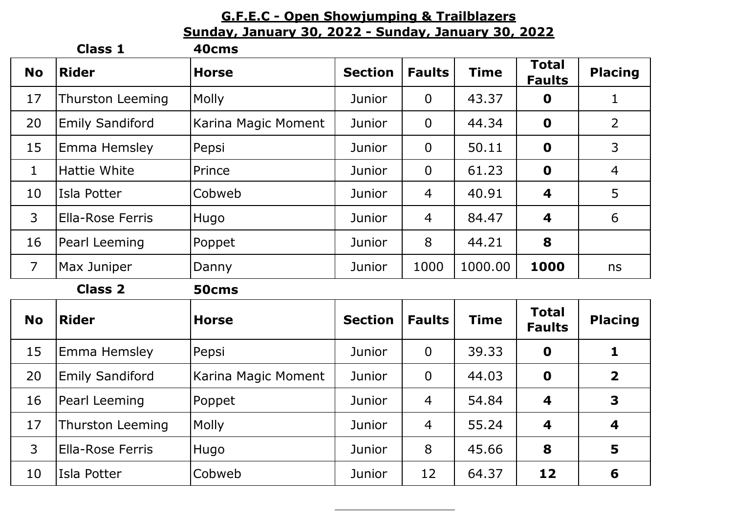# G.F.E.C - Open Showjumping & Trailblazers

## Sunday, January 30, 2022 - Sunday, January 30, 2022

### Class 1 40cms

| No | Rider | Horse | Section | Faults | Time | Total Faults | Placing |
|---|---|---|---|---|---|---|---|
| 17 | Thurston Leeming | Molly | Junior | 0 | 43.37 | **0** | 1 |
| 20 | Emily Sandiford | Karina Magic Moment | Junior | 0 | 44.34 | **0** | 2 |
| 15 | Emma Hemsley | Pepsi | Junior | 0 | 50.11 | **0** | 3 |
| 1 | Hattie White | Prince | Junior | 0 | 61.23 | **0** | 4 |
| 10 | Isla Potter | Cobweb | Junior | 4 | 40.91 | **4** | 5 |
| 3 | Ella-Rose Ferris | Hugo | Junior | 4 | 84.47 | **4** | 6 |
| 16 | Pearl Leeming | Poppet | Junior | 8 | 44.21 | **8** | |
| 7 | Max Juniper | Danny | Junior | 1000 | 1000.00 | **1000** | ns |

### Class 2 50cms

| No | Rider | Horse | Section | Faults | Time | Total Faults | Placing |
|---|---|---|---|---|---|---|---|
| 15 | Emma Hemsley | Pepsi | Junior | 0 | 39.33 | **0** | **1** |
| 20 | Emily Sandiford | Karina Magic Moment | Junior | 0 | 44.03 | **0** | **2** |
| 16 | Pearl Leeming | Poppet | Junior | 4 | 54.84 | **4** | **3** |
| 17 | Thurston Leeming | Molly | Junior | 4 | 55.24 | **4** | **4** |
| 3 | Ella-Rose Ferris | Hugo | Junior | 8 | 45.66 | **8** | **5** |
| 10 | Isla Potter | Cobweb | Junior | 12 | 64.37 | **12** | **6** |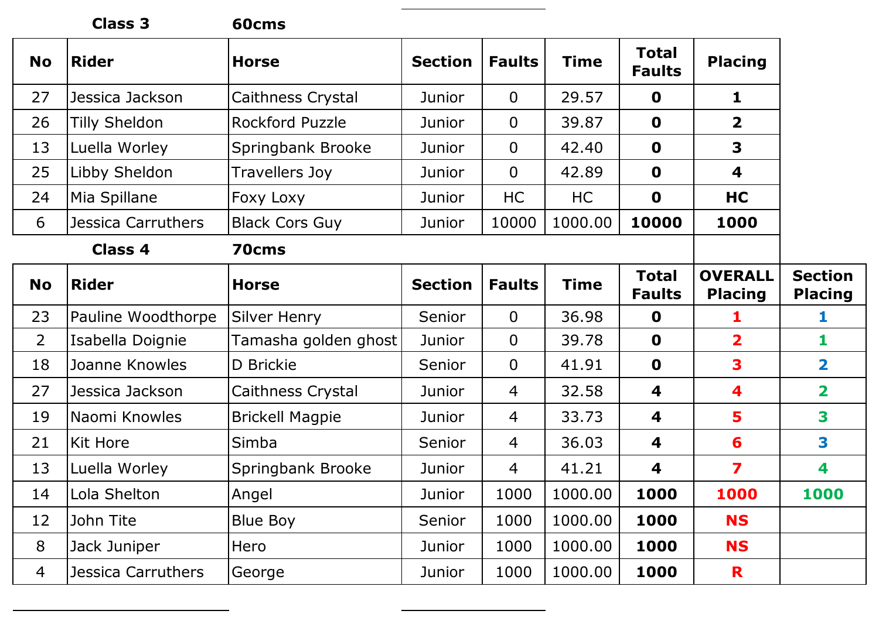**Class 3** **60cms**

| No | Rider | Horse | Section | Faults | Time | Total Faults | Placing |
|---|---|---|---|---|---|---|---|
| 27 | Jessica Jackson | Caithness Crystal | Junior | 0 | 29.57 | **0** | **1** |
| 26 | Tilly Sheldon | Rockford Puzzle | Junior | 0 | 39.87 | **0** | **2** |
| 13 | Luella Worley | Springbank Brooke | Junior | 0 | 42.40 | **0** | **3** |
| 25 | Libby Sheldon | Travellers Joy | Junior | 0 | 42.89 | **0** | **4** |
| 24 | Mia Spillane | Foxy Loxy | Junior | HC | HC | **0** | **HC** |
| 6 | Jessica Carruthers | Black Cors Guy | Junior | 10000 | 1000.00 | **10000** | **1000** |

**Class 4** **70cms**

| No | Rider | Horse | Section | Faults | Time | Total Faults | OVERALL Placing | Section Placing |
|---|---|---|---|---|---|---|---|---|
| 23 | Pauline Woodthorpe | Silver Henry | Senior | 0 | 36.98 | **0** | **1** | **1** |
| 2 | Isabella Doignie | Tamasha golden ghost | Junior | 0 | 39.78 | **0** | **2** | **1** |
| 18 | Joanne Knowles | D Brickie | Senior | 0 | 41.91 | **0** | **3** | **2** |
| 27 | Jessica Jackson | Caithness Crystal | Junior | 4 | 32.58 | **4** | **4** | **2** |
| 19 | Naomi Knowles | Brickell Magpie | Junior | 4 | 33.73 | **4** | **5** | **3** |
| 21 | Kit Hore | Simba | Senior | 4 | 36.03 | **4** | **6** | **3** |
| 13 | Luella Worley | Springbank Brooke | Junior | 4 | 41.21 | **4** | **7** | **4** |
| 14 | Lola Shelton | Angel | Junior | 1000 | 1000.00 | **1000** | **1000** | **1000** |
| 12 | John Tite | Blue Boy | Senior | 1000 | 1000.00 | **1000** | **NS** | |
| 8 | Jack Juniper | Hero | Junior | 1000 | 1000.00 | **1000** | **NS** | |
| 4 | Jessica Carruthers | George | Junior | 1000 | 1000.00 | **1000** | **R** | |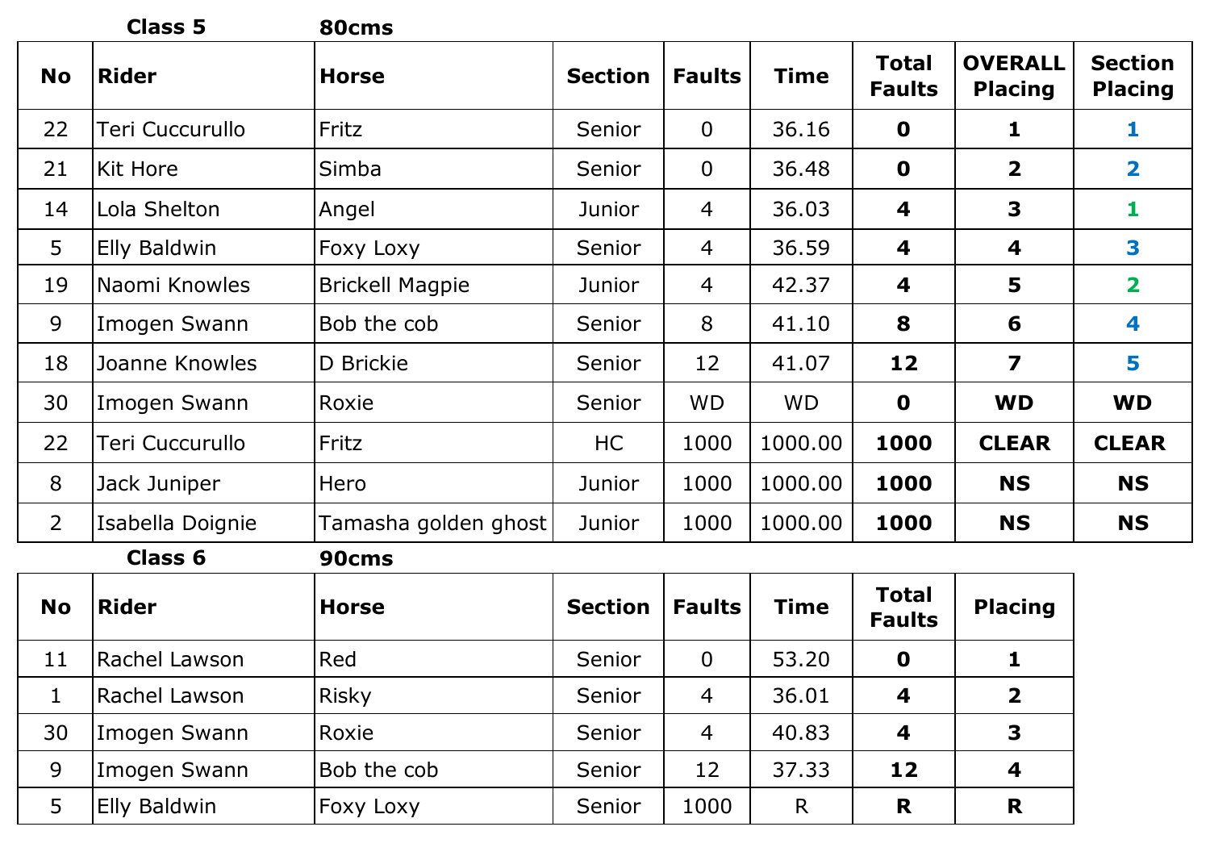**Class 5** **80cms**

| No | Rider | Horse | Section | Faults | Time | Total Faults | OVERALL Placing | Section Placing |
|---|---|---|---|---|---|---|---|---|
| 22 | Teri Cuccurullo | Fritz | Senior | 0 | 36.16 | **0** | **1** | **1** |
| 21 | Kit Hore | Simba | Senior | 0 | 36.48 | **0** | **2** | **2** |
| 14 | Lola Shelton | Angel | Junior | 4 | 36.03 | **4** | **3** | **1** |
| 5 | Elly Baldwin | Foxy Loxy | Senior | 4 | 36.59 | **4** | **4** | **3** |
| 19 | Naomi Knowles | Brickell Magpie | Junior | 4 | 42.37 | **4** | **5** | **2** |
| 9 | Imogen Swann | Bob the cob | Senior | 8 | 41.10 | **8** | **6** | **4** |
| 18 | Joanne Knowles | D Brickie | Senior | 12 | 41.07 | **12** | **7** | **5** |
| 30 | Imogen Swann | Roxie | Senior | WD | WD | **0** | **WD** | **WD** |
| 22 | Teri Cuccurullo | Fritz | HC | 1000 | 1000.00 | **1000** | **CLEAR** | **CLEAR** |
| 8 | Jack Juniper | Hero | Junior | 1000 | 1000.00 | **1000** | **NS** | **NS** |
| 2 | Isabella Doignie | Tamasha golden ghost | Junior | 1000 | 1000.00 | **1000** | **NS** | **NS** |

**Class 6** **90cms**

| No | Rider | Horse | Section | Faults | Time | Total Faults | Placing |
|---|---|---|---|---|---|---|---|
| 11 | Rachel Lawson | Red | Senior | 0 | 53.20 | **0** | **1** |
| 1 | Rachel Lawson | Risky | Senior | 4 | 36.01 | **4** | **2** |
| 30 | Imogen Swann | Roxie | Senior | 4 | 40.83 | **4** | **3** |
| 9 | Imogen Swann | Bob the cob | Senior | 12 | 37.33 | **12** | **4** |
| 5 | Elly Baldwin | Foxy Loxy | Senior | 1000 | R | **R** | **R** |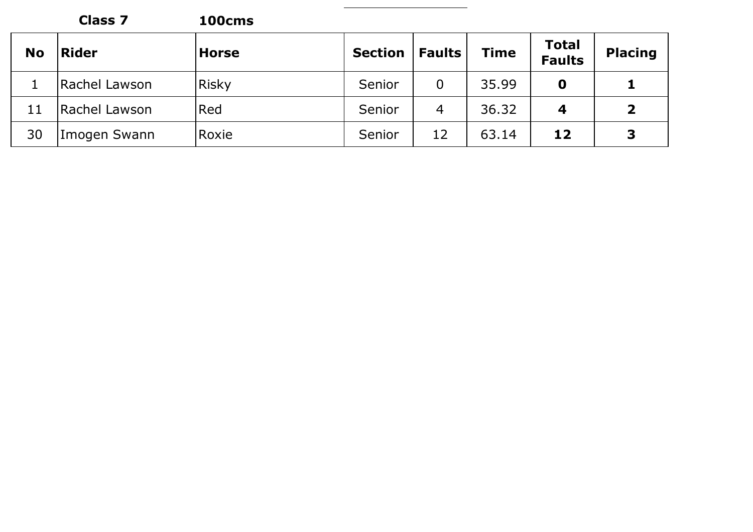**Class 7** **100cms**

| No | Rider | Horse | Section | Faults | Time | Total Faults | Placing |
|---|---|---|---|---|---|---|---|
| 1 | Rachel Lawson | Risky | Senior | 0 | 35.99 | **0** | **1** |
| 11 | Rachel Lawson | Red | Senior | 4 | 36.32 | **4** | **2** |
| 30 | Imogen Swann | Roxie | Senior | 12 | 63.14 | **12** | **3** |